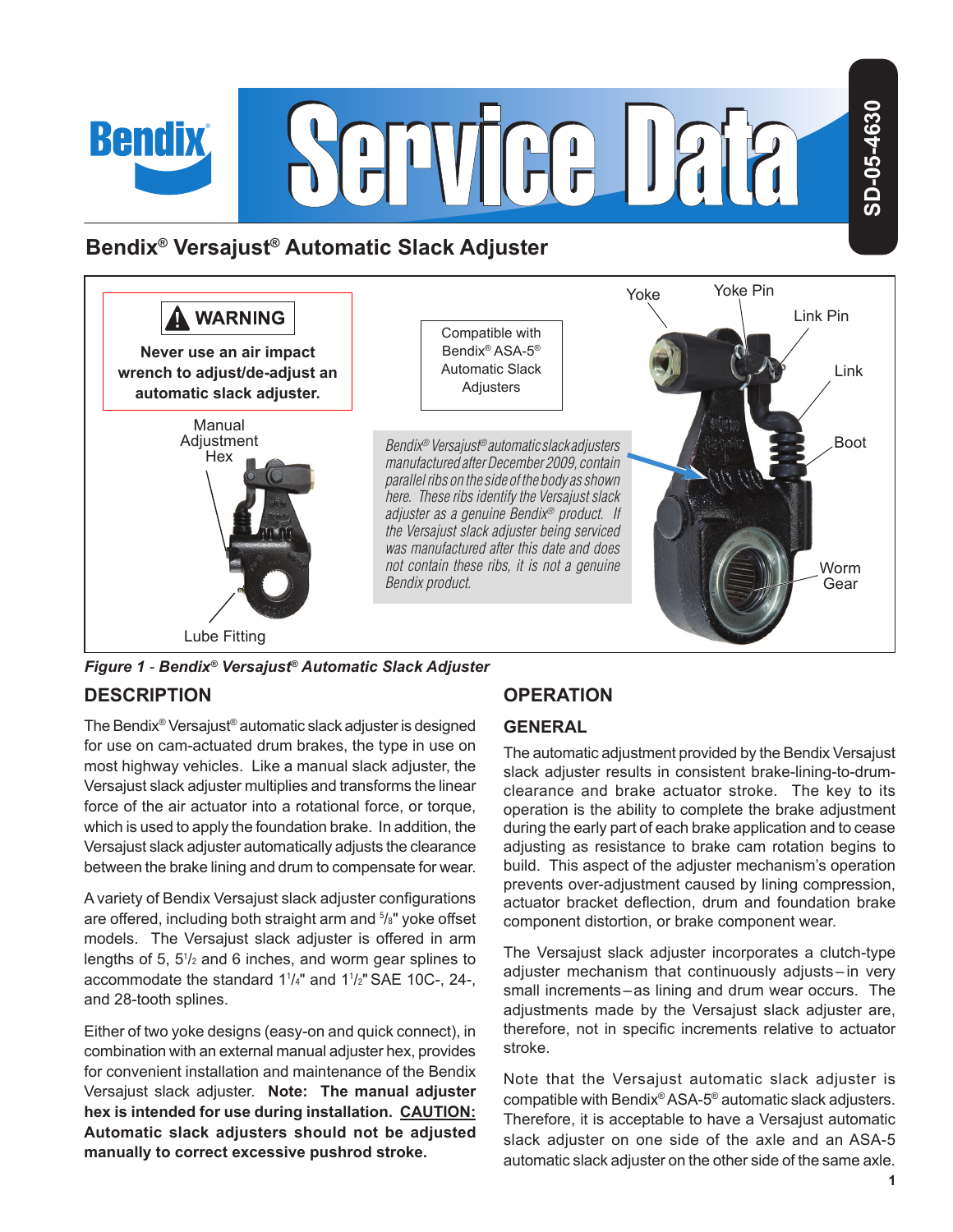# Bendix® Versajust® Automatic Slack Adjuster

**⚠ WARNING**

**Never use an air impact wrench to adjust/de-adjust an automatic slack adjuster.**

Compatible with Bendix® ASA-5® Automatic Slack Adjusters

Manual Adjustment Hex

Lube Fitting

*Bendix® Versajust® automatic slack adjusters manufactured after December 2009, contain parallel ribs on the side of the body as shown here. These ribs identify the Versajust slack adjuster as a genuine Bendix® product. If the Versajust slack adjuster being serviced was manufactured after this date and does not contain these ribs, it is not a genuine Bendix product.*

Yoke

Yoke Pin

Link Pin

Link

Boot

Worm Gear

***Figure 1** - **Bendix® Versajust® Automatic Slack Adjuster***

## DESCRIPTION

The Bendix® Versajust® automatic slack adjuster is designed for use on cam-actuated drum brakes, the type in use on most highway vehicles. Like a manual slack adjuster, the Versajust slack adjuster multiplies and transforms the linear force of the air actuator into a rotational force, or torque, which is used to apply the foundation brake. In addition, the Versajust slack adjuster automatically adjusts the clearance between the brake lining and drum to compensate for wear.

A variety of Bendix Versajust slack adjuster configurations are offered, including both straight arm and 5/8" yoke offset models. The Versajust slack adjuster is offered in arm lengths of 5, 5 1/2 and 6 inches, and worm gear splines to accommodate the standard 1 1/4" and 1 1/2" SAE 10C-, 24-, and 28-tooth splines.

Either of two yoke designs (easy-on and quick connect), in combination with an external manual adjuster hex, provides for convenient installation and maintenance of the Bendix Versajust slack adjuster. **Note: The manual adjuster hex is intended for use during installation. <u>CAUTION:</u> Automatic slack adjusters should not be adjusted manually to correct excessive pushrod stroke.**

## OPERATION

### GENERAL

The automatic adjustment provided by the Bendix Versajust slack adjuster results in consistent brake-lining-to-drum-clearance and brake actuator stroke. The key to its operation is the ability to complete the brake adjustment during the early part of each brake application and to cease adjusting as resistance to brake cam rotation begins to build. This aspect of the adjuster mechanism's operation prevents over-adjustment caused by lining compression, actuator bracket deflection, drum and foundation brake component distortion, or brake component wear.

The Versajust slack adjuster incorporates a clutch-type adjuster mechanism that continuously adjusts – in very small increments – as lining and drum wear occurs. The adjustments made by the Versajust slack adjuster are, therefore, not in specific increments relative to actuator stroke.

Note that the Versajust automatic slack adjuster is compatible with Bendix® ASA-5® automatic slack adjusters. Therefore, it is acceptable to have a Versajust automatic slack adjuster on one side of the axle and an ASA-5 automatic slack adjuster on the other side of the same axle.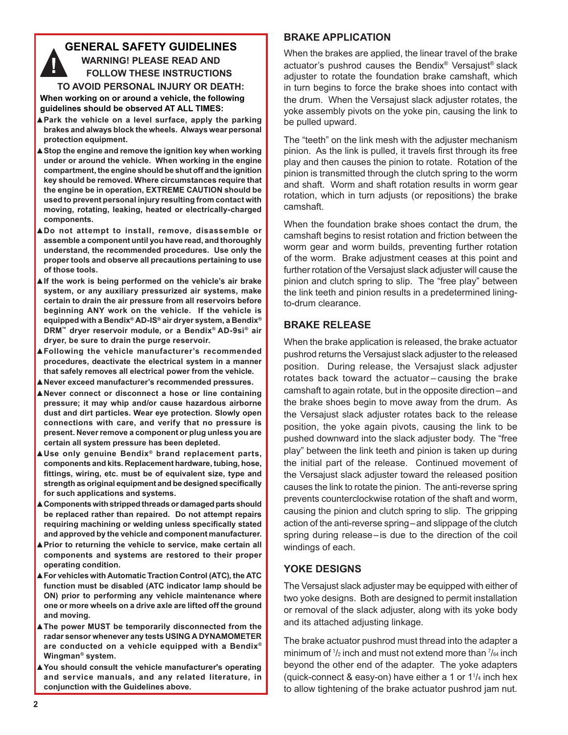## GENERAL SAFETY GUIDELINES

**WARNING! PLEASE READ AND FOLLOW THESE INSTRUCTIONS TO AVOID PERSONAL INJURY OR DEATH:**

**When working on or around a vehicle, the following guidelines should be observed AT ALL TIMES:**

- ▲ **Park the vehicle on a level surface, apply the parking brakes and always block the wheels. Always wear personal protection equipment.**
- ▲ **Stop the engine and remove the ignition key when working under or around the vehicle. When working in the engine compartment, the engine should be shut off and the ignition key should be removed. Where circumstances require that the engine be in operation, EXTREME CAUTION should be used to prevent personal injury resulting from contact with moving, rotating, leaking, heated or electrically-charged components.**
- ▲ **Do not attempt to install, remove, disassemble or assemble a component until you have read, and thoroughly understand, the recommended procedures. Use only the proper tools and observe all precautions pertaining to use of those tools.**
- ▲ **If the work is being performed on the vehicle's air brake system, or any auxiliary pressurized air systems, make certain to drain the air pressure from all reservoirs before beginning ANY work on the vehicle. If the vehicle is equipped with a Bendix® AD-IS® air dryer system, a Bendix® DRM™ dryer reservoir module, or a Bendix® AD-9si® air dryer, be sure to drain the purge reservoir.**
- ▲ **Following the vehicle manufacturer's recommended procedures, deactivate the electrical system in a manner that safely removes all electrical power from the vehicle.**
- ▲ **Never exceed manufacturer's recommended pressures.**
- ▲ **Never connect or disconnect a hose or line containing pressure; it may whip and/or cause hazardous airborne dust and dirt particles. Wear eye protection. Slowly open connections with care, and verify that no pressure is present. Never remove a component or plug unless you are certain all system pressure has been depleted.**
- ▲ **Use only genuine Bendix® brand replacement parts, components and kits. Replacement hardware, tubing, hose, fittings, wiring, etc. must be of equivalent size, type and strength as original equipment and be designed specifically for such applications and systems.**
- ▲ **Components with stripped threads or damaged parts should be replaced rather than repaired. Do not attempt repairs requiring machining or welding unless specifically stated and approved by the vehicle and component manufacturer.**
- ▲ **Prior to returning the vehicle to service, make certain all components and systems are restored to their proper operating condition.**
- ▲ **For vehicles with Automatic Traction Control (ATC), the ATC function must be disabled (ATC indicator lamp should be ON) prior to performing any vehicle maintenance where one or more wheels on a drive axle are lifted off the ground and moving.**
- ▲ **The power MUST be temporarily disconnected from the radar sensor whenever any tests USING A DYNAMOMETER are conducted on a vehicle equipped with a Bendix® Wingman® system.**
- ▲ **You should consult the vehicle manufacturer's operating and service manuals, and any related literature, in conjunction with the Guidelines above.**

## BRAKE APPLICATION

When the brakes are applied, the linear travel of the brake actuator's pushrod causes the Bendix® Versajust® slack adjuster to rotate the foundation brake camshaft, which in turn begins to force the brake shoes into contact with the drum. When the Versajust slack adjuster rotates, the yoke assembly pivots on the yoke pin, causing the link to be pulled upward.

The "teeth" on the link mesh with the adjuster mechanism pinion. As the link is pulled, it travels first through its free play and then causes the pinion to rotate. Rotation of the pinion is transmitted through the clutch spring to the worm and shaft. Worm and shaft rotation results in worm gear rotation, which in turn adjusts (or repositions) the brake camshaft.

When the foundation brake shoes contact the drum, the camshaft begins to resist rotation and friction between the worm gear and worm builds, preventing further rotation of the worm. Brake adjustment ceases at this point and further rotation of the Versajust slack adjuster will cause the pinion and clutch spring to slip. The "free play" between the link teeth and pinion results in a predetermined lining-to-drum clearance.

## BRAKE RELEASE

When the brake application is released, the brake actuator pushrod returns the Versajust slack adjuster to the released position. During release, the Versajust slack adjuster rotates back toward the actuator – causing the brake camshaft to again rotate, but in the opposite direction – and the brake shoes begin to move away from the drum. As the Versajust slack adjuster rotates back to the release position, the yoke again pivots, causing the link to be pushed downward into the slack adjuster body. The "free play" between the link teeth and pinion is taken up during the initial part of the release. Continued movement of the Versajust slack adjuster toward the released position causes the link to rotate the pinion. The anti-reverse spring prevents counterclockwise rotation of the shaft and worm, causing the pinion and clutch spring to slip. The gripping action of the anti-reverse spring – and slippage of the clutch spring during release – is due to the direction of the coil windings of each.

## YOKE DESIGNS

The Versajust slack adjuster may be equipped with either of two yoke designs. Both are designed to permit installation or removal of the slack adjuster, along with its yoke body and its attached adjusting linkage.

The brake actuator pushrod must thread into the adapter a minimum of 1/2 inch and must not extend more than 7/64 inch beyond the other end of the adapter. The yoke adapters (quick-connect & easy-on) have either a 1 or 1 1/4 inch hex to allow tightening of the brake actuator pushrod jam nut.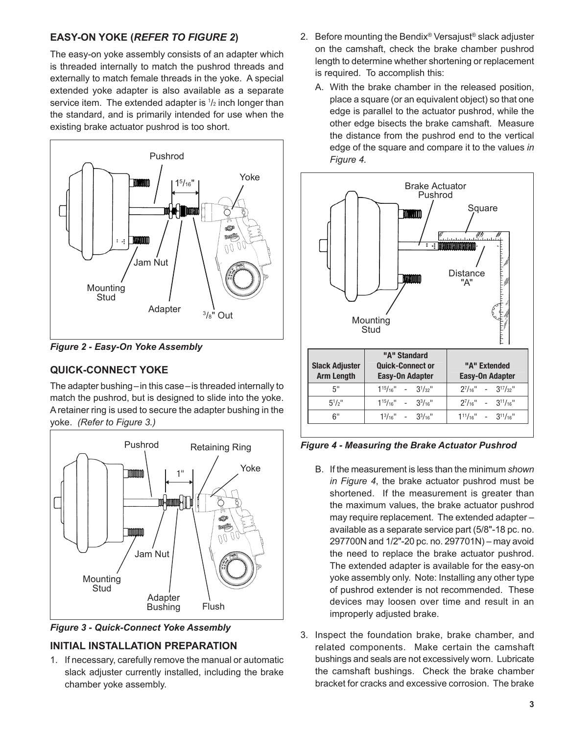## EASY-ON YOKE (*REFER TO FIGURE 2*)

The easy-on yoke assembly consists of an adapter which is threaded internally to match the pushrod threads and externally to match female threads in the yoke. A special extended yoke adapter is also available as a separate service item. The extended adapter is 1/2 inch longer than the standard, and is primarily intended for use when the existing brake actuator pushrod is too short.

*Figure 2 - Easy-On Yoke Assembly*

## QUICK-CONNECT YOKE

The adapter bushing – in this case – is threaded internally to match the pushrod, but is designed to slide into the yoke. A retainer ring is used to secure the adapter bushing in the yoke. *(Refer to Figure 3.)*

*Figure 3 - Quick-Connect Yoke Assembly*

## INITIAL INSTALLATION PREPARATION

1. If necessary, carefully remove the manual or automatic slack adjuster currently installed, including the brake chamber yoke assembly.
2. Before mounting the Bendix® Versajust® slack adjuster on the camshaft, check the brake chamber pushrod length to determine whether shortening or replacement is required. To accomplish this:
   A. With the brake chamber in the released position, place a square (or an equivalent object) so that one edge is parallel to the actuator pushrod, while the other edge bisects the brake camshaft. Measure the distance from the pushrod end to the vertical edge of the square and compare it to the values *in Figure 4.*

| Slack Adjuster Arm Length | "A" Standard Quick-Connect or Easy-On Adapter | "A" Extended Easy-On Adapter |
|---|---|---|
| 5" | 1 15/16" - 3 1/32" | 2 7/16" - 3 17/32" |
| 5 1/2" | 1 15/16" - 3 3/16" | 2 7/16" - 3 11/16" |
| 6" | 1 3/16" - 3 3/16" | 1 11/16" - 3 11/16" |

*Figure 4 - Measuring the Brake Actuator Pushrod*

   B. If the measurement is less than the minimum *shown in Figure 4*, the brake actuator pushrod must be shortened. If the measurement is greater than the maximum values, the brake actuator pushrod may require replacement. The extended adapter – available as a separate service part (5/8"-18 pc. no. 297700N and 1/2"-20 pc. no. 297701N) – may avoid the need to replace the brake actuator pushrod. The extended adapter is available for the easy-on yoke assembly only. Note: Installing any other type of pushrod extender is not recommended. These devices may loosen over time and result in an improperly adjusted brake.
3. Inspect the foundation brake, brake chamber, and related components. Make certain the camshaft bushings and seals are not excessively worn. Lubricate the camshaft bushings. Check the brake chamber bracket for cracks and excessive corrosion. The brake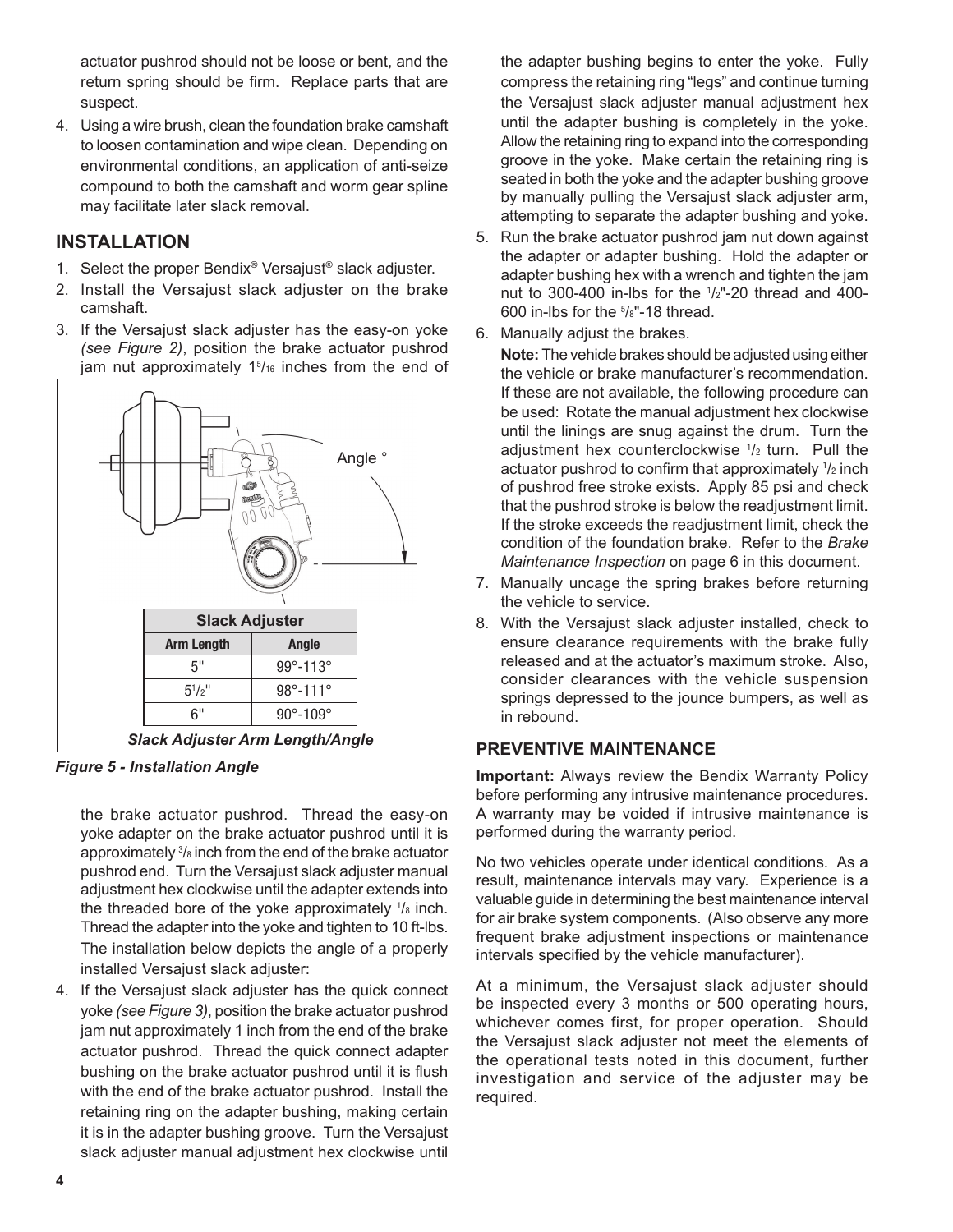actuator pushrod should not be loose or bent, and the return spring should be firm. Replace parts that are suspect.

4. Using a wire brush, clean the foundation brake camshaft to loosen contamination and wipe clean. Depending on environmental conditions, an application of anti-seize compound to both the camshaft and worm gear spline may facilitate later slack removal.

## INSTALLATION

1. Select the proper Bendix® Versajust® slack adjuster.
2. Install the Versajust slack adjuster on the brake camshaft.
3. If the Versajust slack adjuster has the easy-on yoke *(see Figure 2)*, position the brake actuator pushrod jam nut approximately 1 5/16 inches from the end of the brake actuator pushrod. Thread the easy-on yoke adapter on the brake actuator pushrod until it is approximately 3/8 inch from the end of the brake actuator pushrod end. Turn the Versajust slack adjuster manual adjustment hex clockwise until the adapter extends into the threaded bore of the yoke approximately 1/8 inch. Thread the adapter into the yoke and tighten to 10 ft-lbs. The installation below depicts the angle of a properly installed Versajust slack adjuster:

| Slack Adjuster | |
|---|---|
| Arm Length | Angle |
| 5" | 99°-113° |
| 5 1/2" | 98°-111° |
| 6" | 90°-109° |

*Slack Adjuster Arm Length/Angle*

***Figure 5 - Installation Angle***

4. If the Versajust slack adjuster has the quick connect yoke *(see Figure 3)*, position the brake actuator pushrod jam nut approximately 1 inch from the end of the brake actuator pushrod. Thread the quick connect adapter bushing on the brake actuator pushrod until it is flush with the end of the brake actuator pushrod. Install the retaining ring on the adapter bushing, making certain it is in the adapter bushing groove. Turn the Versajust slack adjuster manual adjustment hex clockwise until the adapter bushing begins to enter the yoke. Fully compress the retaining ring "legs" and continue turning the Versajust slack adjuster manual adjustment hex until the adapter bushing is completely in the yoke. Allow the retaining ring to expand into the corresponding groove in the yoke. Make certain the retaining ring is seated in both the yoke and the adapter bushing groove by manually pulling the Versajust slack adjuster arm, attempting to separate the adapter bushing and yoke.
5. Run the brake actuator pushrod jam nut down against the adapter or adapter bushing. Hold the adapter or adapter bushing hex with a wrench and tighten the jam nut to 300-400 in-lbs for the 1/2"-20 thread and 400-600 in-lbs for the 5/8"-18 thread.
6. Manually adjust the brakes.

   **Note:** The vehicle brakes should be adjusted using either the vehicle or brake manufacturer's recommendation. If these are not available, the following procedure can be used: Rotate the manual adjustment hex clockwise until the linings are snug against the drum. Turn the adjustment hex counterclockwise 1/2 turn. Pull the actuator pushrod to confirm that approximately 1/2 inch of pushrod free stroke exists. Apply 85 psi and check that the pushrod stroke is below the readjustment limit. If the stroke exceeds the readjustment limit, check the condition of the foundation brake. Refer to the *Brake Maintenance Inspection* on page 6 in this document.
7. Manually uncage the spring brakes before returning the vehicle to service.
8. With the Versajust slack adjuster installed, check to ensure clearance requirements with the brake fully released and at the actuator's maximum stroke. Also, consider clearances with the vehicle suspension springs depressed to the jounce bumpers, as well as in rebound.

## PREVENTIVE MAINTENANCE

**Important:** Always review the Bendix Warranty Policy before performing any intrusive maintenance procedures. A warranty may be voided if intrusive maintenance is performed during the warranty period.

No two vehicles operate under identical conditions. As a result, maintenance intervals may vary. Experience is a valuable guide in determining the best maintenance interval for air brake system components. (Also observe any more frequent brake adjustment inspections or maintenance intervals specified by the vehicle manufacturer).

At a minimum, the Versajust slack adjuster should be inspected every 3 months or 500 operating hours, whichever comes first, for proper operation. Should the Versajust slack adjuster not meet the elements of the operational tests noted in this document, further investigation and service of the adjuster may be required.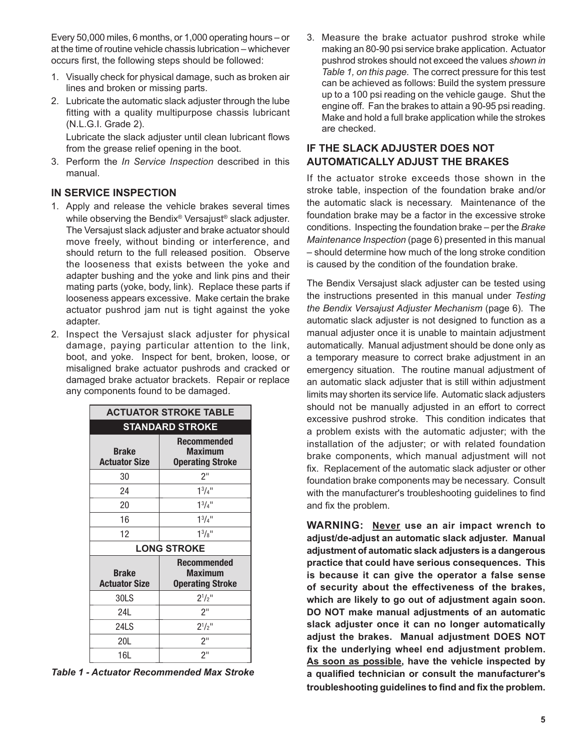Every 50,000 miles, 6 months, or 1,000 operating hours – or at the time of routine vehicle chassis lubrication – whichever occurs first, the following steps should be followed:

1. Visually check for physical damage, such as broken air lines and broken or missing parts.
2. Lubricate the automatic slack adjuster through the lube fitting with a quality multipurpose chassis lubricant (N.L.G.I. Grade 2).

   Lubricate the slack adjuster until clean lubricant flows from the grease relief opening in the boot.
3. Perform the *In Service Inspection* described in this manual.

## IN SERVICE INSPECTION

1. Apply and release the vehicle brakes several times while observing the Bendix® Versajust® slack adjuster. The Versajust slack adjuster and brake actuator should move freely, without binding or interference, and should return to the full released position. Observe the looseness that exists between the yoke and adapter bushing and the yoke and link pins and their mating parts (yoke, body, link). Replace these parts if looseness appears excessive. Make certain the brake actuator pushrod jam nut is tight against the yoke adapter.
2. Inspect the Versajust slack adjuster for physical damage, paying particular attention to the link, boot, and yoke. Inspect for bent, broken, loose, or misaligned brake actuator pushrods and cracked or damaged brake actuator brackets. Repair or replace any components found to be damaged.

| ACTUATOR STROKE TABLE | |
|---|---|
| **STANDARD STROKE** | |
| **Brake Actuator Size** | **Recommended Maximum Operating Stroke** |
| 30 | 2" |
| 24 | 1 3/4" |
| 20 | 1 3/4" |
| 16 | 1 3/4" |
| 12 | 1 3/8" |
| **LONG STROKE** | |
| **Brake Actuator Size** | **Recommended Maximum Operating Stroke** |
| 30LS | 2 1/2" |
| 24L | 2" |
| 24LS | 2 1/2" |
| 20L | 2" |
| 16L | 2" |

*Table 1 - Actuator Recommended Max Stroke*

3. Measure the brake actuator pushrod stroke while making an 80-90 psi service brake application. Actuator pushrod strokes should not exceed the values *shown in Table 1, on this page*. The correct pressure for this test can be achieved as follows: Build the system pressure up to a 100 psi reading on the vehicle gauge. Shut the engine off. Fan the brakes to attain a 90-95 psi reading. Make and hold a full brake application while the strokes are checked.

## IF THE SLACK ADJUSTER DOES NOT AUTOMATICALLY ADJUST THE BRAKES

If the actuator stroke exceeds those shown in the stroke table, inspection of the foundation brake and/or the automatic slack is necessary. Maintenance of the foundation brake may be a factor in the excessive stroke conditions. Inspecting the foundation brake – per the *Brake Maintenance Inspection* (page 6) presented in this manual – should determine how much of the long stroke condition is caused by the condition of the foundation brake.

The Bendix Versajust slack adjuster can be tested using the instructions presented in this manual under *Testing the Bendix Versajust Adjuster Mechanism* (page 6). The automatic slack adjuster is not designed to function as a manual adjuster once it is unable to maintain adjustment automatically. Manual adjustment should be done only as a temporary measure to correct brake adjustment in an emergency situation. The routine manual adjustment of an automatic slack adjuster that is still within adjustment limits may shorten its service life. Automatic slack adjusters should not be manually adjusted in an effort to correct excessive pushrod stroke. This condition indicates that a problem exists with the automatic adjuster; with the installation of the adjuster; or with related foundation brake components, which manual adjustment will not fix. Replacement of the automatic slack adjuster or other foundation brake components may be necessary. Consult with the manufacturer's troubleshooting guidelines to find and fix the problem.

**WARNING: Never use an air impact wrench to adjust/de-adjust an automatic slack adjuster. Manual adjustment of automatic slack adjusters is a dangerous practice that could have serious consequences. This is because it can give the operator a false sense of security about the effectiveness of the brakes, which are likely to go out of adjustment again soon. DO NOT make manual adjustments of an automatic slack adjuster once it can no longer automatically adjust the brakes. Manual adjustment DOES NOT fix the underlying wheel end adjustment problem. As soon as possible, have the vehicle inspected by a qualified technician or consult the manufacturer's troubleshooting guidelines to find and fix the problem.**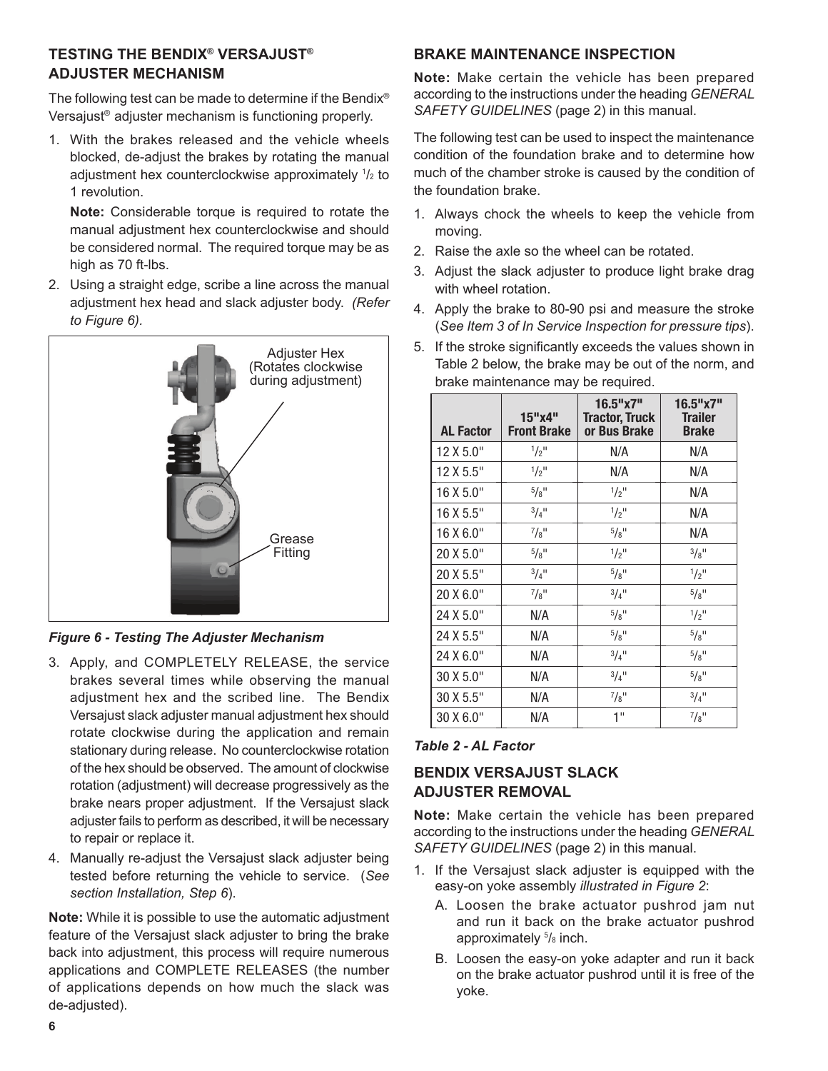## TESTING THE BENDIX® VERSAJUST® ADJUSTER MECHANISM

The following test can be made to determine if the Bendix® Versajust® adjuster mechanism is functioning properly.

1. With the brakes released and the vehicle wheels blocked, de-adjust the brakes by rotating the manual adjustment hex counterclockwise approximately 1/2 to 1 revolution.

   **Note:** Considerable torque is required to rotate the manual adjustment hex counterclockwise and should be considered normal. The required torque may be as high as 70 ft-lbs.

2. Using a straight edge, scribe a line across the manual adjustment hex head and slack adjuster body. *(Refer to Figure 6).*

Adjuster Hex (Rotates clockwise during adjustment)

Grease Fitting

***Figure 6 - Testing The Adjuster Mechanism***

3. Apply, and COMPLETELY RELEASE, the service brakes several times while observing the manual adjustment hex and the scribed line. The Bendix Versajust slack adjuster manual adjustment hex should rotate clockwise during the application and remain stationary during release. No counterclockwise rotation of the hex should be observed. The amount of clockwise rotation (adjustment) will decrease progressively as the brake nears proper adjustment. If the Versajust slack adjuster fails to perform as described, it will be necessary to repair or replace it.
4. Manually re-adjust the Versajust slack adjuster being tested before returning the vehicle to service. (*See section Installation, Step 6*).

**Note:** While it is possible to use the automatic adjustment feature of the Versajust slack adjuster to bring the brake back into adjustment, this process will require numerous applications and COMPLETE RELEASES (the number of applications depends on how much the slack was de-adjusted).

## BRAKE MAINTENANCE INSPECTION

**Note:** Make certain the vehicle has been prepared according to the instructions under the heading *GENERAL SAFETY GUIDELINES* (page 2) in this manual.

The following test can be used to inspect the maintenance condition of the foundation brake and to determine how much of the chamber stroke is caused by the condition of the foundation brake.

1. Always chock the wheels to keep the vehicle from moving.
2. Raise the axle so the wheel can be rotated.
3. Adjust the slack adjuster to produce light brake drag with wheel rotation.
4. Apply the brake to 80-90 psi and measure the stroke (*See Item 3 of In Service Inspection for pressure tips*).
5. If the stroke significantly exceeds the values shown in Table 2 below, the brake may be out of the norm, and brake maintenance may be required.

| AL Factor | 15"x4" Front Brake | 16.5"x7" Tractor, Truck or Bus Brake | 16.5"x7" Trailer Brake |
|---|---|---|---|
| 12 X 5.0" | 1/2" | N/A | N/A |
| 12 X 5.5" | 1/2" | N/A | N/A |
| 16 X 5.0" | 5/8" | 1/2" | N/A |
| 16 X 5.5" | 3/4" | 1/2" | N/A |
| 16 X 6.0" | 7/8" | 5/8" | N/A |
| 20 X 5.0" | 5/8" | 1/2" | 3/8" |
| 20 X 5.5" | 3/4" | 5/8" | 1/2" |
| 20 X 6.0" | 7/8" | 3/4" | 5/8" |
| 24 X 5.0" | N/A | 5/8" | 1/2" |
| 24 X 5.5" | N/A | 5/8" | 5/8" |
| 24 X 6.0" | N/A | 3/4" | 5/8" |
| 30 X 5.0" | N/A | 3/4" | 5/8" |
| 30 X 5.5" | N/A | 7/8" | 3/4" |
| 30 X 6.0" | N/A | 1" | 7/8" |

***Table 2 - AL Factor***

## BENDIX VERSAJUST SLACK ADJUSTER REMOVAL

**Note:** Make certain the vehicle has been prepared according to the instructions under the heading *GENERAL SAFETY GUIDELINES* (page 2) in this manual.

1. If the Versajust slack adjuster is equipped with the easy-on yoke assembly *illustrated in Figure 2*:
   A. Loosen the brake actuator pushrod jam nut and run it back on the brake actuator pushrod approximately 5/8 inch.
   B. Loosen the easy-on yoke adapter and run it back on the brake actuator pushrod until it is free of the yoke.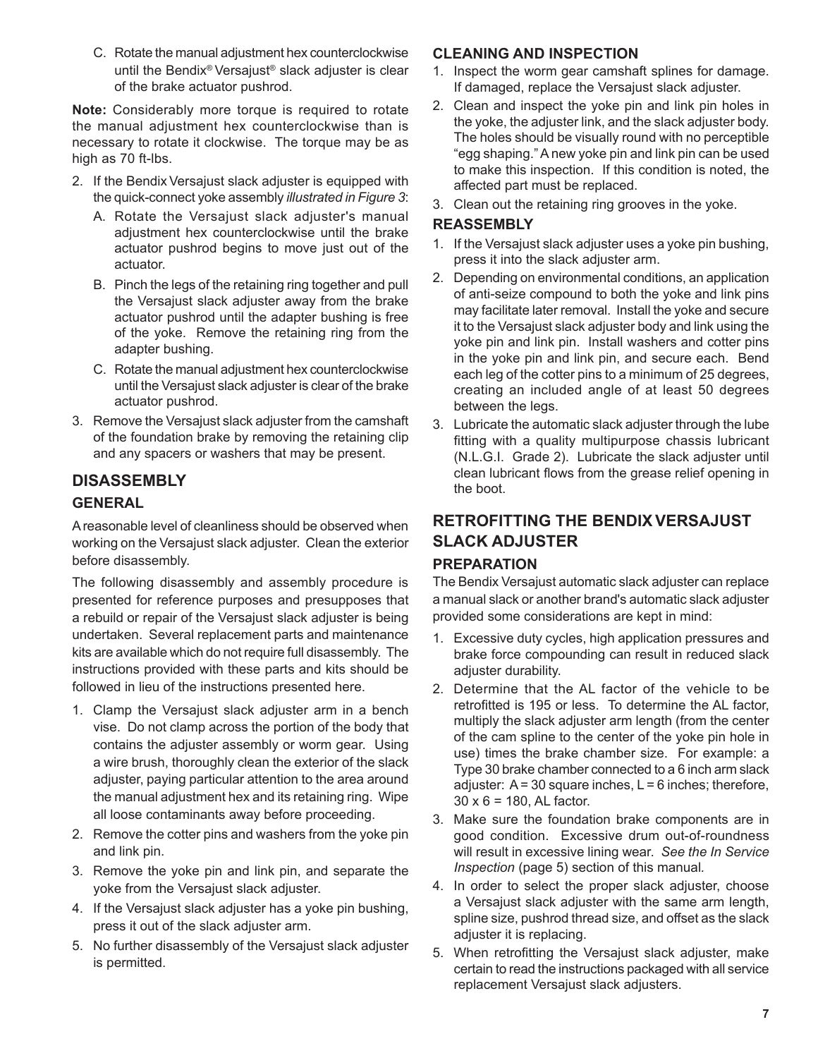C. Rotate the manual adjustment hex counterclockwise until the Bendix® Versajust® slack adjuster is clear of the brake actuator pushrod.

**Note:** Considerably more torque is required to rotate the manual adjustment hex counterclockwise than is necessary to rotate it clockwise. The torque may be as high as 70 ft-lbs.

2. If the Bendix Versajust slack adjuster is equipped with the quick-connect yoke assembly *illustrated in Figure 3*:
   A. Rotate the Versajust slack adjuster's manual adjustment hex counterclockwise until the brake actuator pushrod begins to move just out of the actuator.
   B. Pinch the legs of the retaining ring together and pull the Versajust slack adjuster away from the brake actuator pushrod until the adapter bushing is free of the yoke. Remove the retaining ring from the adapter bushing.
   C. Rotate the manual adjustment hex counterclockwise until the Versajust slack adjuster is clear of the brake actuator pushrod.
3. Remove the Versajust slack adjuster from the camshaft of the foundation brake by removing the retaining clip and any spacers or washers that may be present.

## DISASSEMBLY

### GENERAL

A reasonable level of cleanliness should be observed when working on the Versajust slack adjuster. Clean the exterior before disassembly.

The following disassembly and assembly procedure is presented for reference purposes and presupposes that a rebuild or repair of the Versajust slack adjuster is being undertaken. Several replacement parts and maintenance kits are available which do not require full disassembly. The instructions provided with these parts and kits should be followed in lieu of the instructions presented here.

1. Clamp the Versajust slack adjuster arm in a bench vise. Do not clamp across the portion of the body that contains the adjuster assembly or worm gear. Using a wire brush, thoroughly clean the exterior of the slack adjuster, paying particular attention to the area around the manual adjustment hex and its retaining ring. Wipe all loose contaminants away before proceeding.
2. Remove the cotter pins and washers from the yoke pin and link pin.
3. Remove the yoke pin and link pin, and separate the yoke from the Versajust slack adjuster.
4. If the Versajust slack adjuster has a yoke pin bushing, press it out of the slack adjuster arm.
5. No further disassembly of the Versajust slack adjuster is permitted.

### CLEANING AND INSPECTION

1. Inspect the worm gear camshaft splines for damage. If damaged, replace the Versajust slack adjuster.
2. Clean and inspect the yoke pin and link pin holes in the yoke, the adjuster link, and the slack adjuster body. The holes should be visually round with no perceptible "egg shaping." A new yoke pin and link pin can be used to make this inspection. If this condition is noted, the affected part must be replaced.
3. Clean out the retaining ring grooves in the yoke.

### REASSEMBLY

1. If the Versajust slack adjuster uses a yoke pin bushing, press it into the slack adjuster arm.
2. Depending on environmental conditions, an application of anti-seize compound to both the yoke and link pins may facilitate later removal. Install the yoke and secure it to the Versajust slack adjuster body and link using the yoke pin and link pin. Install washers and cotter pins in the yoke pin and link pin, and secure each. Bend each leg of the cotter pins to a minimum of 25 degrees, creating an included angle of at least 50 degrees between the legs.
3. Lubricate the automatic slack adjuster through the lube fitting with a quality multipurpose chassis lubricant (N.L.G.I. Grade 2). Lubricate the slack adjuster until clean lubricant flows from the grease relief opening in the boot.

## RETROFITTING THE BENDIX VERSAJUST SLACK ADJUSTER

### PREPARATION

The Bendix Versajust automatic slack adjuster can replace a manual slack or another brand's automatic slack adjuster provided some considerations are kept in mind:

1. Excessive duty cycles, high application pressures and brake force compounding can result in reduced slack adjuster durability.
2. Determine that the AL factor of the vehicle to be retrofitted is 195 or less. To determine the AL factor, multiply the slack adjuster arm length (from the center of the cam spline to the center of the yoke pin hole in use) times the brake chamber size. For example: a Type 30 brake chamber connected to a 6 inch arm slack adjuster: A = 30 square inches, L = 6 inches; therefore, 30 x 6 = 180, AL factor.
3. Make sure the foundation brake components are in good condition. Excessive drum out-of-roundness will result in excessive lining wear. *See the In Service Inspection* (page 5) section of this manual.
4. In order to select the proper slack adjuster, choose a Versajust slack adjuster with the same arm length, spline size, pushrod thread size, and offset as the slack adjuster it is replacing.
5. When retrofitting the Versajust slack adjuster, make certain to read the instructions packaged with all service replacement Versajust slack adjusters.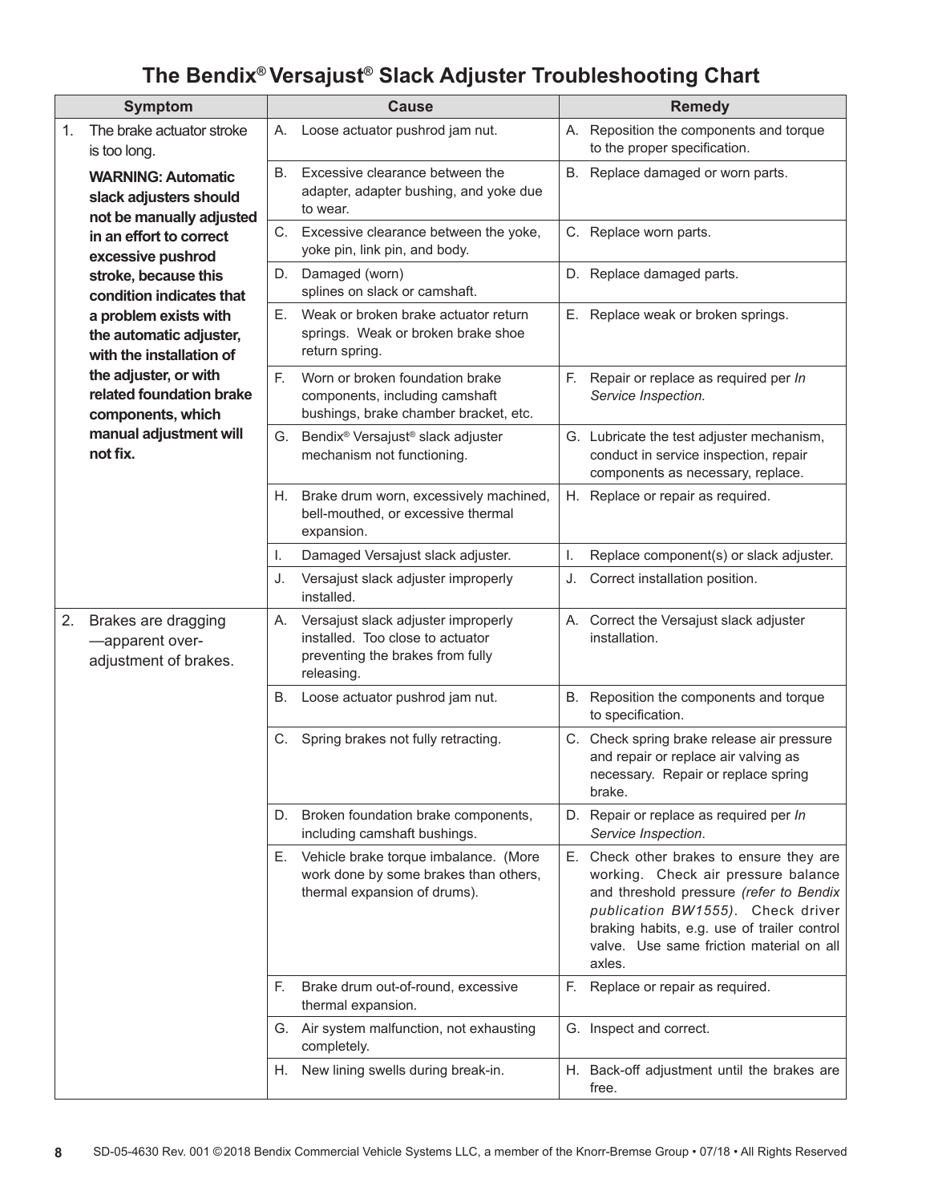## The Bendix® Versajust® Slack Adjuster Troubleshooting Chart

| Symptom | Cause | Remedy |
|---|---|---|
| 1. The brake actuator stroke is too long. **WARNING: Automatic slack adjusters should not be manually adjusted in an effort to correct excessive pushrod stroke, because this condition indicates that a problem exists with the automatic adjuster, with the installation of the adjuster, or with related foundation brake components, which manual adjustment will not fix.** | A. Loose actuator pushrod jam nut. | A. Reposition the components and torque to the proper specification. |
| | B. Excessive clearance between the adapter, adapter bushing, and yoke due to wear. | B. Replace damaged or worn parts. |
| | C. Excessive clearance between the yoke, yoke pin, link pin, and body. | C. Replace worn parts. |
| | D. Damaged (worn) splines on slack or camshaft. | D. Replace damaged parts. |
| | E. Weak or broken brake actuator return springs. Weak or broken brake shoe return spring. | E. Replace weak or broken springs. |
| | F. Worn or broken foundation brake components, including camshaft bushings, brake chamber bracket, etc. | F. Repair or replace as required per *In Service Inspection*. |
| | G. Bendix® Versajust® slack adjuster mechanism not functioning. | G. Lubricate the test adjuster mechanism, conduct in service inspection, repair components as necessary, replace. |
| | H. Brake drum worn, excessively machined, bell-mouthed, or excessive thermal expansion. | H. Replace or repair as required. |
| | I. Damaged Versajust slack adjuster. | I. Replace component(s) or slack adjuster. |
| | J. Versajust slack adjuster improperly installed. | J. Correct installation position. |
| 2. Brakes are dragging—apparent over-adjustment of brakes. | A. Versajust slack adjuster improperly installed. Too close to actuator preventing the brakes from fully releasing. | A. Correct the Versajust slack adjuster installation. |
| | B. Loose actuator pushrod jam nut. | B. Reposition the components and torque to specification. |
| | C. Spring brakes not fully retracting. | C. Check spring brake release air pressure and repair or replace air valving as necessary. Repair or replace spring brake. |
| | D. Broken foundation brake components, including camshaft bushings. | D. Repair or replace as required per *In Service Inspection*. |
| | E. Vehicle brake torque imbalance. (More work done by some brakes than others, thermal expansion of drums). | E. Check other brakes to ensure they are working. Check air pressure balance and threshold pressure *(refer to Bendix publication BW1555)*. Check driver braking habits, e.g. use of trailer control valve. Use same friction material on all axles. |
| | F. Brake drum out-of-round, excessive thermal expansion. | F. Replace or repair as required. |
| | G. Air system malfunction, not exhausting completely. | G. Inspect and correct. |
| | H. New lining swells during break-in. | H. Back-off adjustment until the brakes are free. |

SD-05-4630 Rev. 001 ©2018 Bendix Commercial Vehicle Systems LLC, a member of the Knorr-Bremse Group • 07/18 • All Rights Reserved